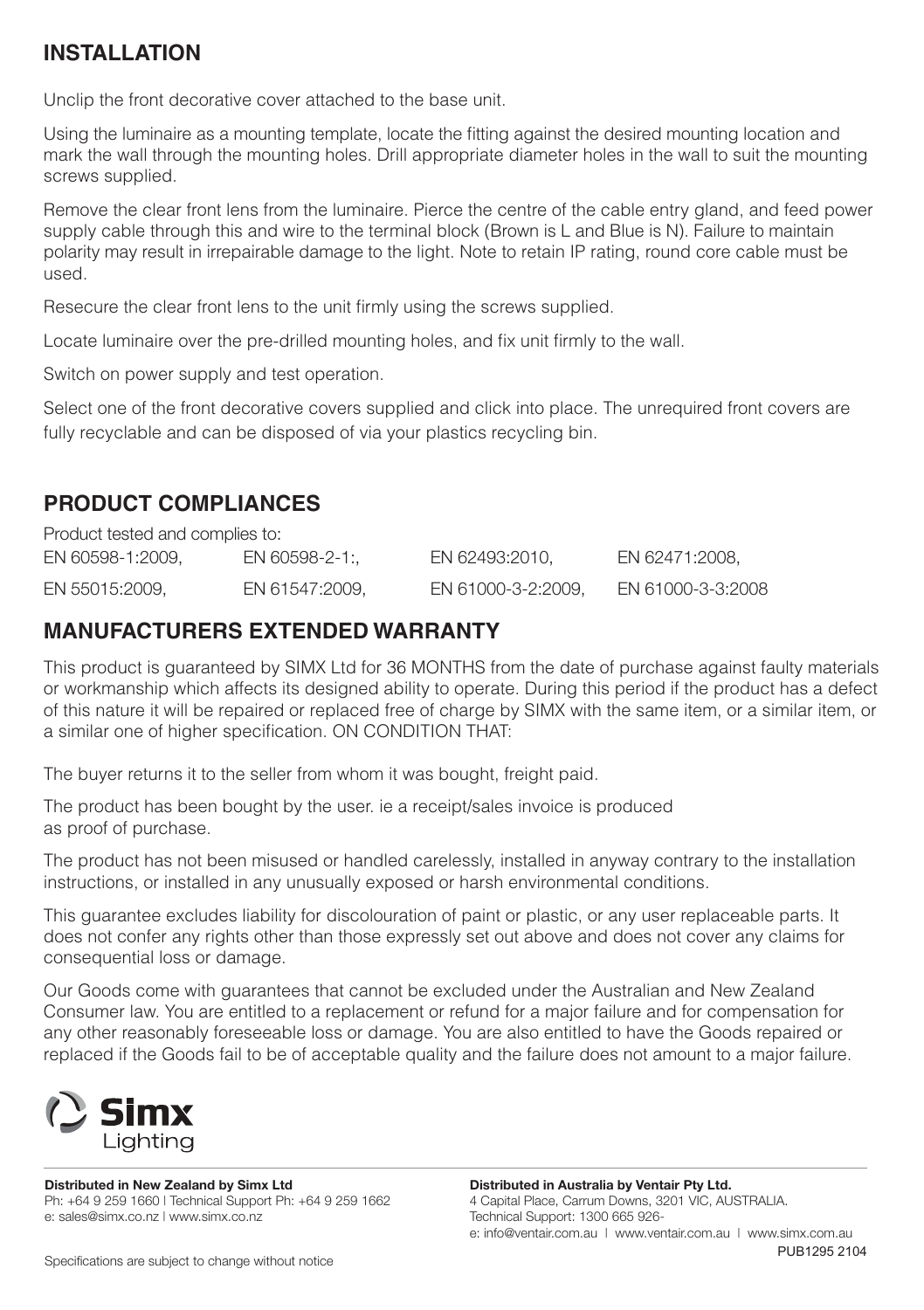## INSTALLATION

Unclip the front decorative cover attached to the base unit.

Using the luminaire as a mounting template, locate the fitting against the desired mounting location and mark the wall through the mounting holes. Drill appropriate diameter holes in the wall to suit the mounting screws supplied.

Remove the clear front lens from the luminaire. Pierce the centre of the cable entry gland, and feed power supply cable through this and wire to the terminal block (Brown is L and Blue is N). Failure to maintain polarity may result in irrepairable damage to the light. Note to retain IP rating, round core cable must be used.

Resecure the clear front lens to the unit firmly using the screws supplied.

Locate luminaire over the pre-drilled mounting holes, and fix unit firmly to the wall.

Switch on power supply and test operation.

Select one of the front decorative covers supplied and click into place. The unrequired front covers are fully recyclable and can be disposed of via your plastics recycling bin.

## PRODUCT COMPLIANCES

Product tested and complies to:

| | | | |
|---|---|---|---|
| EN 60598-1:2009, | EN 60598-2-1:, | EN 62493:2010, | EN 62471:2008, |
| EN 55015:2009, | EN 61547:2009, | EN 61000-3-2:2009, | EN 61000-3-3:2008 |

## MANUFACTURERS EXTENDED WARRANTY

This product is guaranteed by SIMX Ltd for 36 MONTHS from the date of purchase against faulty materials or workmanship which affects its designed ability to operate. During this period if the product has a defect of this nature it will be repaired or replaced free of charge by SIMX with the same item, or a similar item, or a similar one of higher specification. ON CONDITION THAT:

The buyer returns it to the seller from whom it was bought, freight paid.

The product has been bought by the user. ie a receipt/sales invoice is produced as proof of purchase.

The product has not been misused or handled carelessly, installed in anyway contrary to the installation instructions, or installed in any unusually exposed or harsh environmental conditions.

This guarantee excludes liability for discolouration of paint or plastic, or any user replaceable parts. It does not confer any rights other than those expressly set out above and does not cover any claims for consequential loss or damage.

Our Goods come with guarantees that cannot be excluded under the Australian and New Zealand Consumer law. You are entitled to a replacement or refund for a major failure and for compensation for any other reasonably foreseeable loss or damage. You are also entitled to have the Goods repaired or replaced if the Goods fail to be of acceptable quality and the failure does not amount to a major failure.

Simx Lighting

**Distributed in New Zealand by Simx Ltd**
Ph: +64 9 259 1660 | Technical Support Ph: +64 9 259 1662
e: sales@simx.co.nz | www.simx.co.nz

**Distributed in Australia by Ventair Pty Ltd.**
4 Capital Place, Carrum Downs, 3201 VIC, AUSTRALIA.
Technical Support: 1300 665 926-
e: info@ventair.com.au | www.ventair.com.au | www.simx.com.au

Specifications are subject to change without notice

PUB1295 2104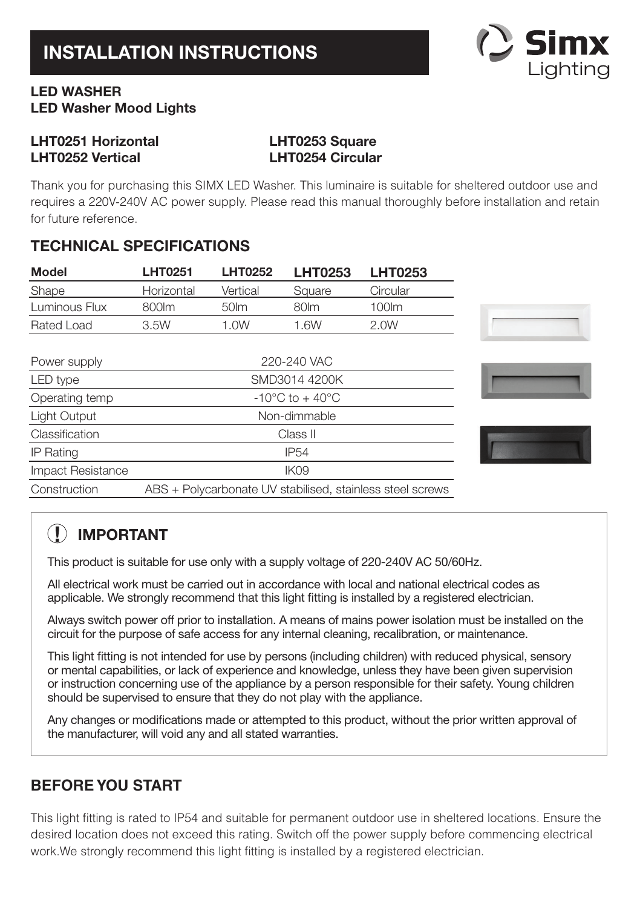# INSTALLATION INSTRUCTIONS

**LED WASHER**
**LED Washer Mood Lights**

**LHT0251 Horizontal**
**LHT0252 Vertical**

**LHT0253 Square**
**LHT0254 Circular**

Thank you for purchasing this SIMX LED Washer. This luminaire is suitable for sheltered outdoor use and requires a 220V-240V AC power supply. Please read this manual thoroughly before installation and retain for future reference.

## TECHNICAL SPECIFICATIONS

| Model | LHT0251 | LHT0252 | LHT0253 | LHT0253 |
|---|---|---|---|---|
| Shape | Horizontal | Vertical | Square | Circular |
| Luminous Flux | 800lm | 50lm | 80lm | 100lm |
| Rated Load | 3.5W | 1.0W | 1.6W | 2.0W |

| | |
|---|---|
| Power supply | 220-240 VAC |
| LED type | SMD3014 4200K |
| Operating temp | -10°C to + 40°C |
| Light Output | Non-dimmable |
| Classification | Class II |
| IP Rating | IP54 |
| Impact Resistance | IK09 |
| Construction | ABS + Polycarbonate UV stabilised, stainless steel screws |

## IMPORTANT

This product is suitable for use only with a supply voltage of 220-240V AC 50/60Hz.

All electrical work must be carried out in accordance with local and national electrical codes as applicable. We strongly recommend that this light fitting is installed by a registered electrician.

Always switch power off prior to installation. A means of mains power isolation must be installed on the circuit for the purpose of safe access for any internal cleaning, recalibration, or maintenance.

This light fitting is not intended for use by persons (including children) with reduced physical, sensory or mental capabilities, or lack of experience and knowledge, unless they have been given supervision or instruction concerning use of the appliance by a person responsible for their safety. Young children should be supervised to ensure that they do not play with the appliance.

Any changes or modifications made or attempted to this product, without the prior written approval of the manufacturer, will void any and all stated warranties.

## BEFORE YOU START

This light fitting is rated to IP54 and suitable for permanent outdoor use in sheltered locations. Ensure the desired location does not exceed this rating. Switch off the power supply before commencing electrical work.We strongly recommend this light fitting is installed by a registered electrician.